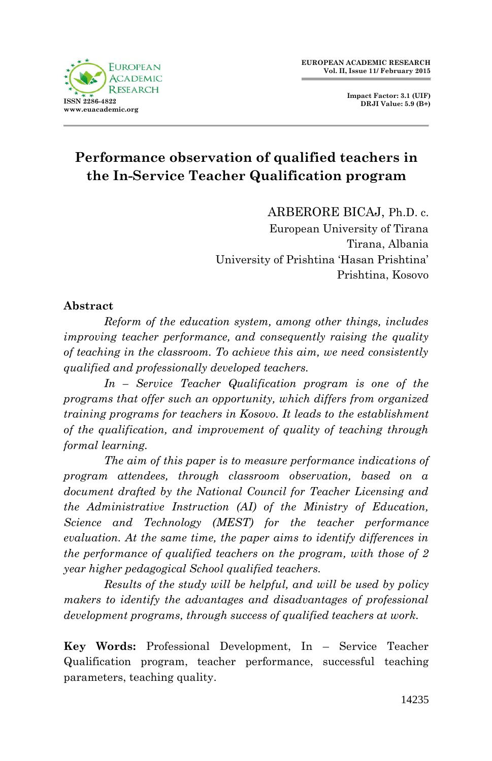# Performance observation of qualified teachers in the In-Service Teacher Qualification program

ARBERORE BICAJ, Ph.D. c.
European University of Tirana
Tirana, Albania
University of Prishtina 'Hasan Prishtina'
Prishtina, Kosovo

## Abstract

*Reform of the education system, among other things, includes improving teacher performance, and consequently raising the quality of teaching in the classroom. To achieve this aim, we need consistently qualified and professionally developed teachers.*

*In – Service Teacher Qualification program is one of the programs that offer such an opportunity, which differs from organized training programs for teachers in Kosovo. It leads to the establishment of the qualification, and improvement of quality of teaching through formal learning.*

*The aim of this paper is to measure performance indications of program attendees, through classroom observation, based on a document drafted by the National Council for Teacher Licensing and the Administrative Instruction (AI) of the Ministry of Education, Science and Technology (MEST) for the teacher performance evaluation. At the same time, the paper aims to identify differences in the performance of qualified teachers on the program, with those of 2 year higher pedagogical School qualified teachers.*

*Results of the study will be helpful, and will be used by policy makers to identify the advantages and disadvantages of professional development programs, through success of qualified teachers at work.*

**Key Words:** Professional Development, In – Service Teacher Qualification program, teacher performance, successful teaching parameters, teaching quality.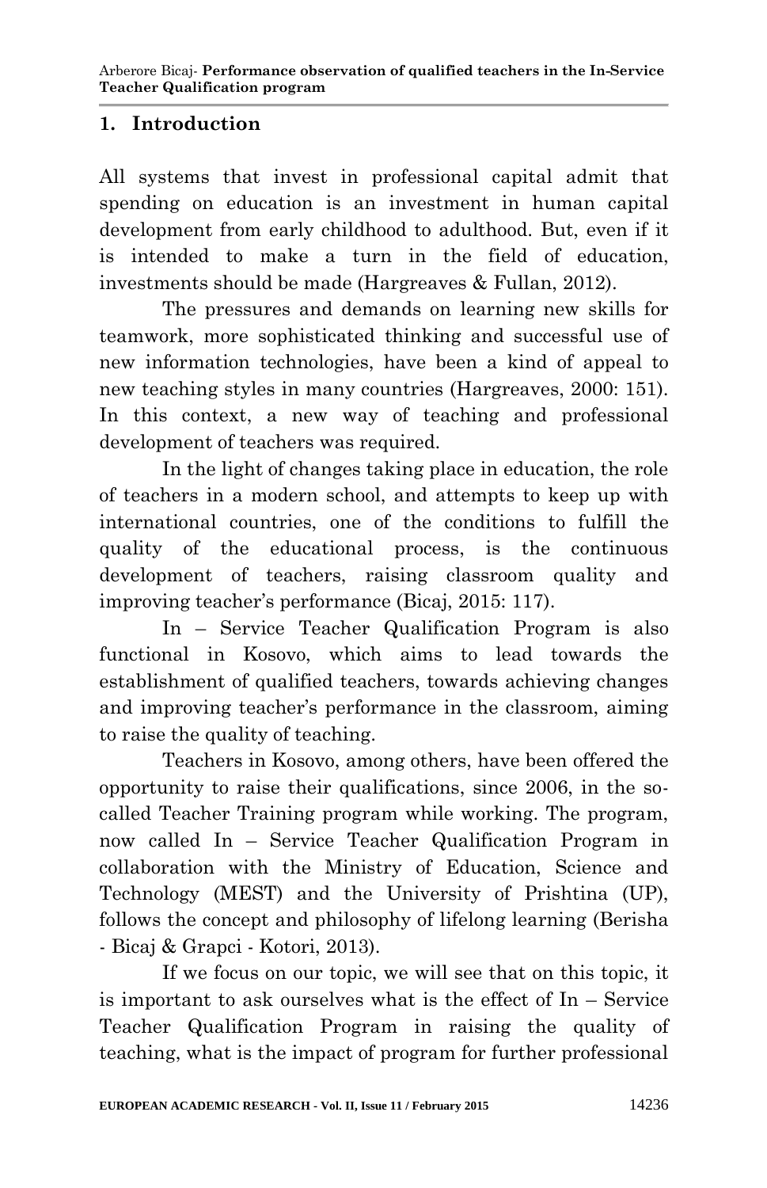## 1. Introduction

All systems that invest in professional capital admit that spending on education is an investment in human capital development from early childhood to adulthood. But, even if it is intended to make a turn in the field of education, investments should be made (Hargreaves & Fullan, 2012).

The pressures and demands on learning new skills for teamwork, more sophisticated thinking and successful use of new information technologies, have been a kind of appeal to new teaching styles in many countries (Hargreaves, 2000: 151). In this context, a new way of teaching and professional development of teachers was required.

In the light of changes taking place in education, the role of teachers in a modern school, and attempts to keep up with international countries, one of the conditions to fulfill the quality of the educational process, is the continuous development of teachers, raising classroom quality and improving teacher's performance (Bicaj, 2015: 117).

In – Service Teacher Qualification Program is also functional in Kosovo, which aims to lead towards the establishment of qualified teachers, towards achieving changes and improving teacher's performance in the classroom, aiming to raise the quality of teaching.

Teachers in Kosovo, among others, have been offered the opportunity to raise their qualifications, since 2006, in the so-called Teacher Training program while working. The program, now called In – Service Teacher Qualification Program in collaboration with the Ministry of Education, Science and Technology (MEST) and the University of Prishtina (UP), follows the concept and philosophy of lifelong learning (Berisha - Bicaj & Grapci - Kotori, 2013).

If we focus on our topic, we will see that on this topic, it is important to ask ourselves what is the effect of In – Service Teacher Qualification Program in raising the quality of teaching, what is the impact of program for further professional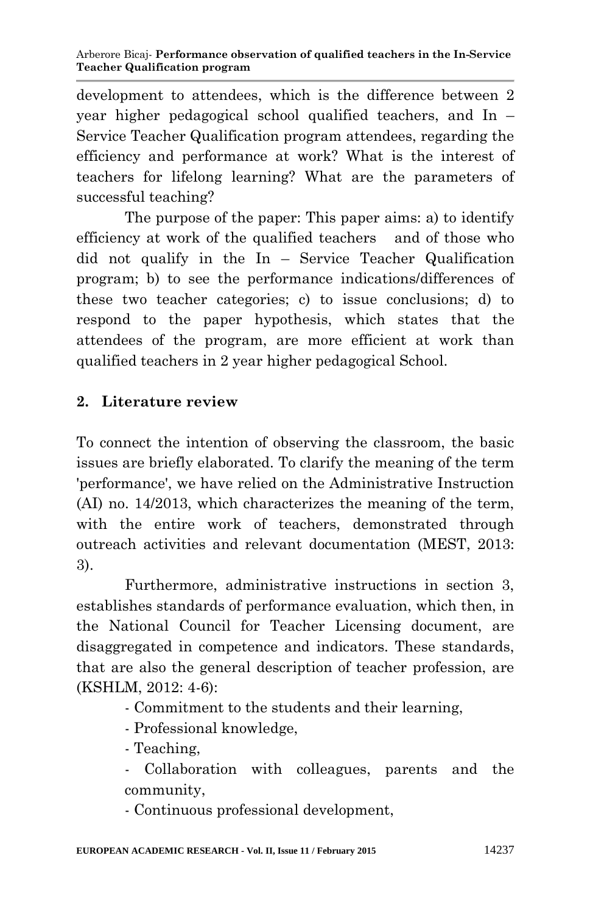development to attendees, which is the difference between 2 year higher pedagogical school qualified teachers, and In – Service Teacher Qualification program attendees, regarding the efficiency and performance at work? What is the interest of teachers for lifelong learning? What are the parameters of successful teaching?

The purpose of the paper: This paper aims: a) to identify efficiency at work of the qualified teachers and of those who did not qualify in the In – Service Teacher Qualification program; b) to see the performance indications/differences of these two teacher categories; c) to issue conclusions; d) to respond to the paper hypothesis, which states that the attendees of the program, are more efficient at work than qualified teachers in 2 year higher pedagogical School.

## 2. Literature review

To connect the intention of observing the classroom, the basic issues are briefly elaborated. To clarify the meaning of the term 'performance', we have relied on the Administrative Instruction (AI) no. 14/2013, which characterizes the meaning of the term, with the entire work of teachers, demonstrated through outreach activities and relevant documentation (MEST, 2013: 3).

Furthermore, administrative instructions in section 3, establishes standards of performance evaluation, which then, in the National Council for Teacher Licensing document, are disaggregated in competence and indicators. These standards, that are also the general description of teacher profession, are (KSHLM, 2012: 4-6):

- Commitment to the students and their learning,
- Professional knowledge,
- Teaching,
- Collaboration with colleagues, parents and the community,
- Continuous professional development,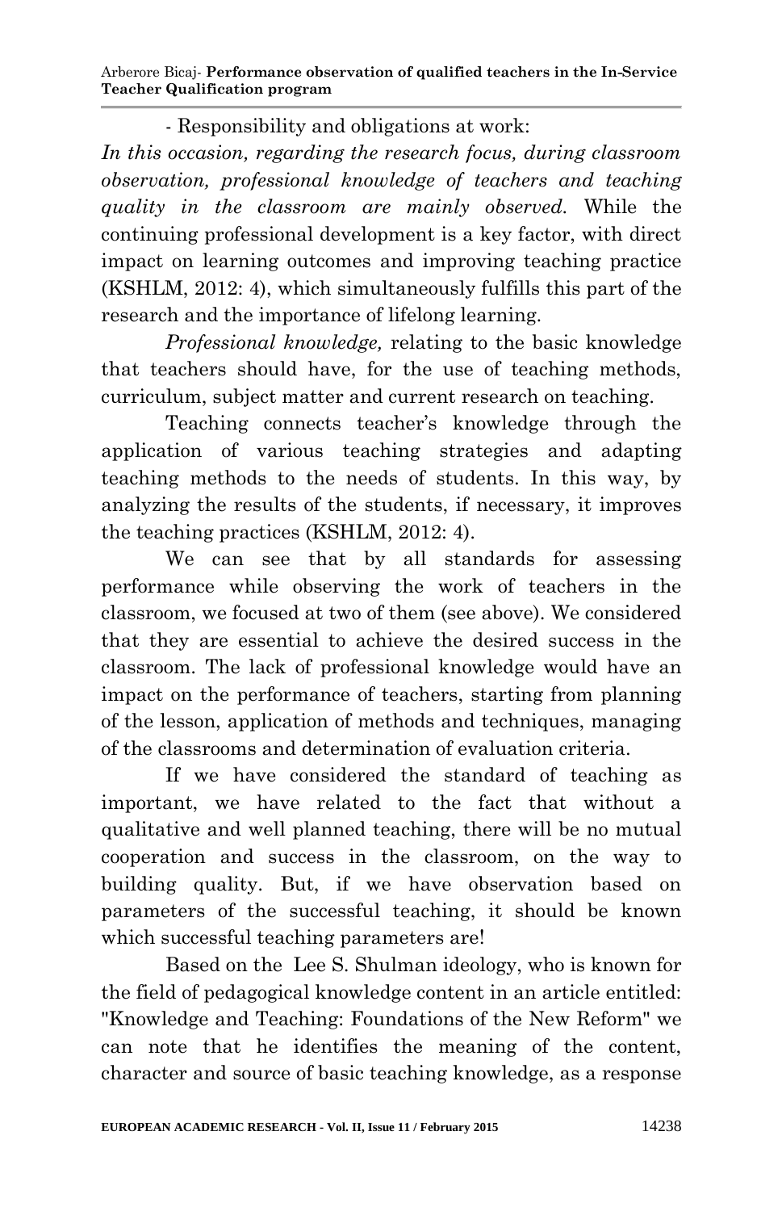- Responsibility and obligations at work:

*In this occasion, regarding the research focus, during classroom observation, professional knowledge of teachers and teaching quality in the classroom are mainly observed.* While the continuing professional development is a key factor, with direct impact on learning outcomes and improving teaching practice (KSHLM, 2012: 4), which simultaneously fulfills this part of the research and the importance of lifelong learning.

*Professional knowledge,* relating to the basic knowledge that teachers should have, for the use of teaching methods, curriculum, subject matter and current research on teaching.

Teaching connects teacher's knowledge through the application of various teaching strategies and adapting teaching methods to the needs of students. In this way, by analyzing the results of the students, if necessary, it improves the teaching practices (KSHLM, 2012: 4).

We can see that by all standards for assessing performance while observing the work of teachers in the classroom, we focused at two of them (see above). We considered that they are essential to achieve the desired success in the classroom. The lack of professional knowledge would have an impact on the performance of teachers, starting from planning of the lesson, application of methods and techniques, managing of the classrooms and determination of evaluation criteria.

If we have considered the standard of teaching as important, we have related to the fact that without a qualitative and well planned teaching, there will be no mutual cooperation and success in the classroom, on the way to building quality. But, if we have observation based on parameters of the successful teaching, it should be known which successful teaching parameters are!

Based on the Lee S. Shulman ideology, who is known for the field of pedagogical knowledge content in an article entitled: "Knowledge and Teaching: Foundations of the New Reform" we can note that he identifies the meaning of the content, character and source of basic teaching knowledge, as a response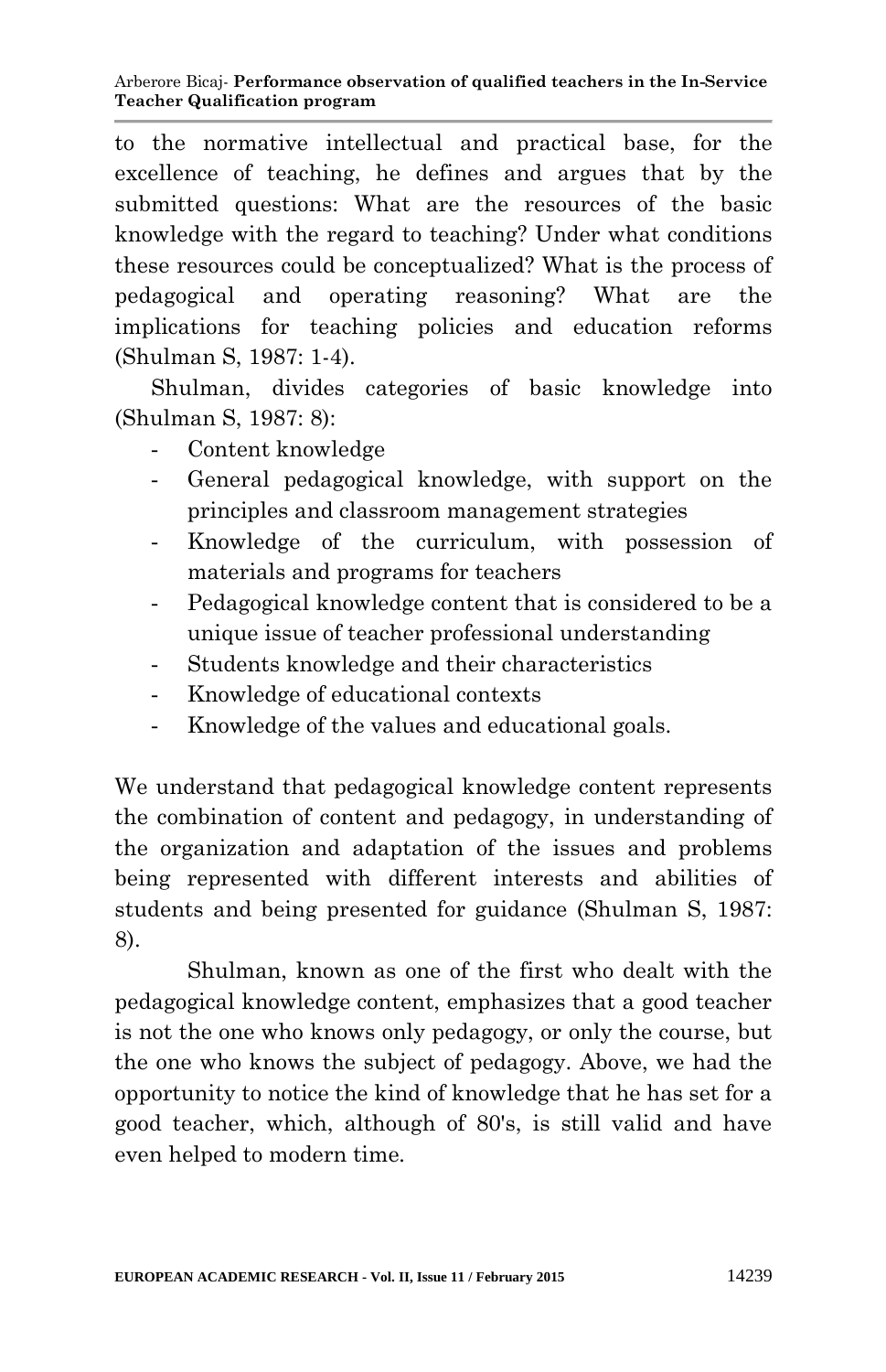to the normative intellectual and practical base, for the excellence of teaching, he defines and argues that by the submitted questions: What are the resources of the basic knowledge with the regard to teaching? Under what conditions these resources could be conceptualized? What is the process of pedagogical and operating reasoning? What are the implications for teaching policies and education reforms (Shulman S, 1987: 1-4).

Shulman, divides categories of basic knowledge into (Shulman S, 1987: 8):

- Content knowledge
- General pedagogical knowledge, with support on the principles and classroom management strategies
- Knowledge of the curriculum, with possession of materials and programs for teachers
- Pedagogical knowledge content that is considered to be a unique issue of teacher professional understanding
- Students knowledge and their characteristics
- Knowledge of educational contexts
- Knowledge of the values and educational goals.

We understand that pedagogical knowledge content represents the combination of content and pedagogy, in understanding of the organization and adaptation of the issues and problems being represented with different interests and abilities of students and being presented for guidance (Shulman S, 1987: 8).

Shulman, known as one of the first who dealt with the pedagogical knowledge content, emphasizes that a good teacher is not the one who knows only pedagogy, or only the course, but the one who knows the subject of pedagogy. Above, we had the opportunity to notice the kind of knowledge that he has set for a good teacher, which, although of 80's, is still valid and have even helped to modern time.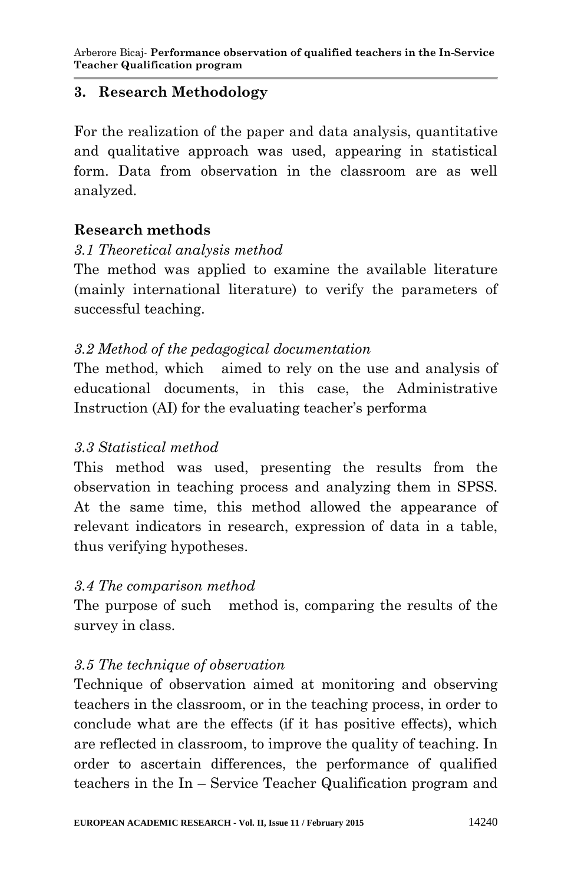## 3. Research Methodology

For the realization of the paper and data analysis, quantitative and qualitative approach was used, appearing in statistical form. Data from observation in the classroom are as well analyzed.

### Research methods

*3.1 Theoretical analysis method*

The method was applied to examine the available literature (mainly international literature) to verify the parameters of successful teaching.

*3.2 Method of the pedagogical documentation*

The method, which aimed to rely on the use and analysis of educational documents, in this case, the Administrative Instruction (AI) for the evaluating teacher's performa

*3.3 Statistical method*

This method was used, presenting the results from the observation in teaching process and analyzing them in SPSS. At the same time, this method allowed the appearance of relevant indicators in research, expression of data in a table, thus verifying hypotheses.

*3.4 The comparison method*

The purpose of such method is, comparing the results of the survey in class.

*3.5 The technique of observation*

Technique of observation aimed at monitoring and observing teachers in the classroom, or in the teaching process, in order to conclude what are the effects (if it has positive effects), which are reflected in classroom, to improve the quality of teaching. In order to ascertain differences, the performance of qualified teachers in the In – Service Teacher Qualification program and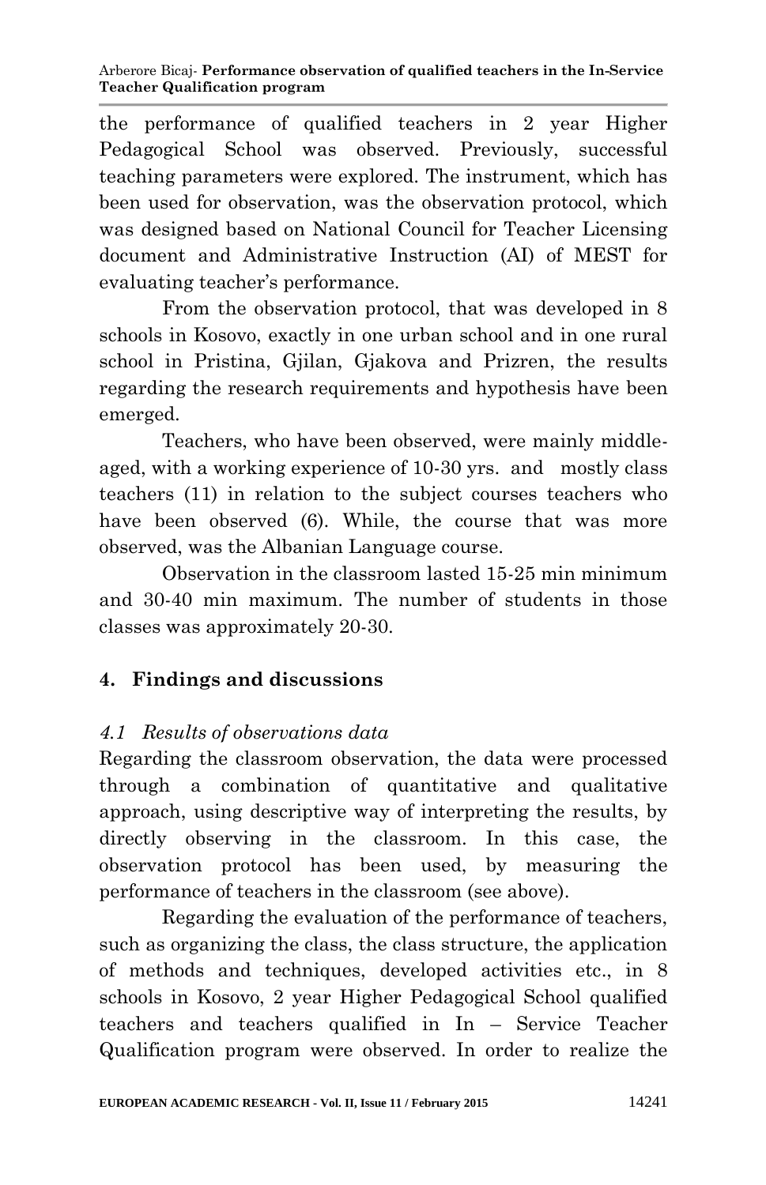the performance of qualified teachers in 2 year Higher Pedagogical School was observed. Previously, successful teaching parameters were explored. The instrument, which has been used for observation, was the observation protocol, which was designed based on National Council for Teacher Licensing document and Administrative Instruction (AI) of MEST for evaluating teacher's performance.

From the observation protocol, that was developed in 8 schools in Kosovo, exactly in one urban school and in one rural school in Pristina, Gjilan, Gjakova and Prizren, the results regarding the research requirements and hypothesis have been emerged.

Teachers, who have been observed, were mainly middle-aged, with a working experience of 10-30 yrs. and mostly class teachers (11) in relation to the subject courses teachers who have been observed (6). While, the course that was more observed, was the Albanian Language course.

Observation in the classroom lasted 15-25 min minimum and 30-40 min maximum. The number of students in those classes was approximately 20-30.

## 4. Findings and discussions

### *4.1 Results of observations data*

Regarding the classroom observation, the data were processed through a combination of quantitative and qualitative approach, using descriptive way of interpreting the results, by directly observing in the classroom. In this case, the observation protocol has been used, by measuring the performance of teachers in the classroom (see above).

Regarding the evaluation of the performance of teachers, such as organizing the class, the class structure, the application of methods and techniques, developed activities etc., in 8 schools in Kosovo, 2 year Higher Pedagogical School qualified teachers and teachers qualified in In – Service Teacher Qualification program were observed. In order to realize the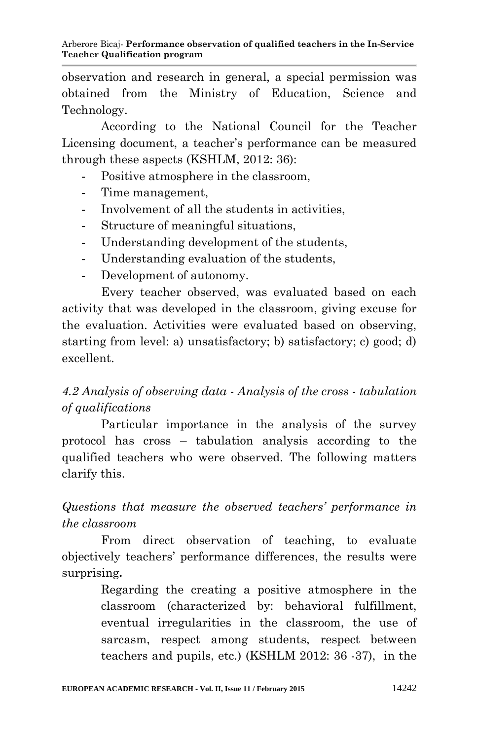observation and research in general, a special permission was obtained from the Ministry of Education, Science and Technology.

According to the National Council for the Teacher Licensing document, a teacher's performance can be measured through these aspects (KSHLM, 2012: 36):

- Positive atmosphere in the classroom,
- Time management,
- Involvement of all the students in activities,
- Structure of meaningful situations,
- Understanding development of the students,
- Understanding evaluation of the students,
- Development of autonomy.

Every teacher observed, was evaluated based on each activity that was developed in the classroom, giving excuse for the evaluation. Activities were evaluated based on observing, starting from level: a) unsatisfactory; b) satisfactory; c) good; d) excellent.

*4.2 Analysis of observing data - Analysis of the cross - tabulation of qualifications*

Particular importance in the analysis of the survey protocol has cross – tabulation analysis according to the qualified teachers who were observed. The following matters clarify this.

*Questions that measure the observed teachers' performance in the classroom*

From direct observation of teaching, to evaluate objectively teachers' performance differences, the results were surprising**.**

> Regarding the creating a positive atmosphere in the classroom (characterized by: behavioral fulfillment, eventual irregularities in the classroom, the use of sarcasm, respect among students, respect between teachers and pupils, etc.) (KSHLM 2012: 36 -37), in the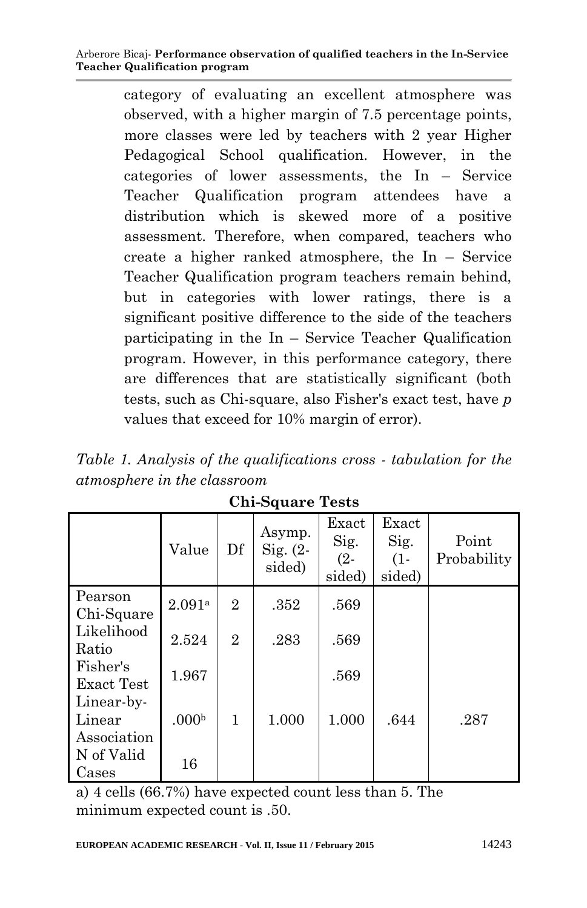category of evaluating an excellent atmosphere was observed, with a higher margin of 7.5 percentage points, more classes were led by teachers with 2 year Higher Pedagogical School qualification. However, in the categories of lower assessments, the In – Service Teacher Qualification program attendees have a distribution which is skewed more of a positive assessment. Therefore, when compared, teachers who create a higher ranked atmosphere, the In – Service Teacher Qualification program teachers remain behind, but in categories with lower ratings, there is a significant positive difference to the side of the teachers participating in the In – Service Teacher Qualification program. However, in this performance category, there are differences that are statistically significant (both tests, such as Chi-square, also Fisher's exact test, have *p* values that exceed for 10% margin of error).

*Table 1. Analysis of the qualifications cross - tabulation for the atmosphere in the classroom*

**Chi-Square Tests**

| | Value | Df | Asymp. Sig. (2-sided) | Exact Sig. (2-sided) | Exact Sig. (1-sided) | Point Probability |
|---|---|---|---|---|---|---|
| Pearson Chi-Square | 2.091[a] | 2 | .352 | .569 | | |
| Likelihood Ratio | 2.524 | 2 | .283 | .569 | | |
| Fisher's Exact Test | 1.967 | | | .569 | | |
| Linear-by-Linear Association | .000[b] | 1 | 1.000 | 1.000 | .644 | .287 |
| N of Valid Cases | 16 | | | | | |

a) 4 cells (66.7%) have expected count less than 5. The minimum expected count is .50.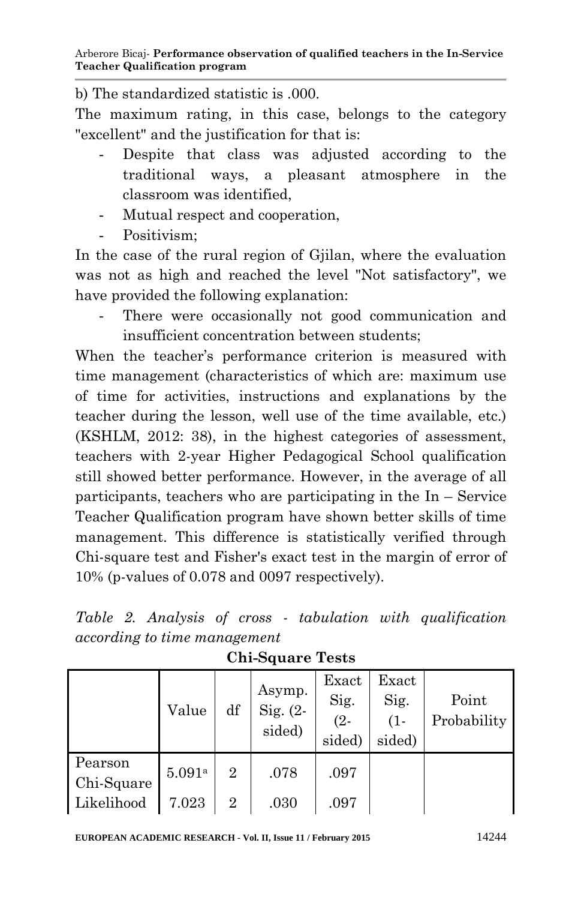b) The standardized statistic is .000.

The maximum rating, in this case, belongs to the category "excellent" and the justification for that is:

- Despite that class was adjusted according to the traditional ways, a pleasant atmosphere in the classroom was identified,
- Mutual respect and cooperation,
- Positivism;

In the case of the rural region of Gjilan, where the evaluation was not as high and reached the level "Not satisfactory", we have provided the following explanation:

- There were occasionally not good communication and insufficient concentration between students;

When the teacher's performance criterion is measured with time management (characteristics of which are: maximum use of time for activities, instructions and explanations by the teacher during the lesson, well use of the time available, etc.) (KSHLM, 2012: 38), in the highest categories of assessment, teachers with 2-year Higher Pedagogical School qualification still showed better performance. However, in the average of all participants, teachers who are participating in the In – Service Teacher Qualification program have shown better skills of time management. This difference is statistically verified through Chi-square test and Fisher's exact test in the margin of error of 10% (p-values of 0.078 and 0097 respectively).

*Table 2. Analysis of cross - tabulation with qualification according to time management*

**Chi-Square Tests**

| | Value | df | Asymp. Sig. (2-sided) | Exact Sig. (2-sided) | Exact Sig. (1-sided) | Point Probability |
|---|---|---|---|---|---|---|
| Pearson Chi-Square | 5.091[a] | 2 | .078 | .097 | | |
| Likelihood | 7.023 | 2 | .030 | .097 | | |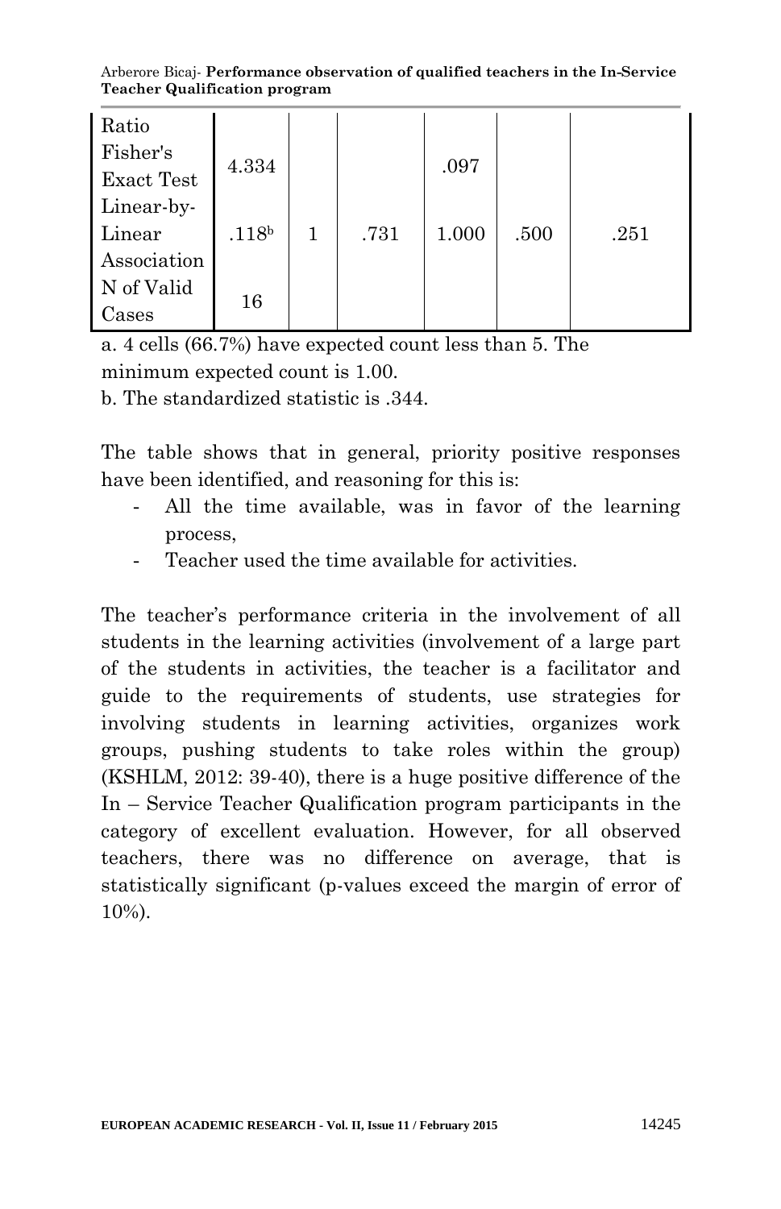| Ratio | | | | | | |
|---|---|---|---|---|---|---|
| Fisher's Exact Test | 4.334 | | | .097 | | |
| Linear-by-Linear Association | .118[b] | 1 | .731 | 1.000 | .500 | .251 |
| N of Valid Cases | 16 | | | | | |

a. 4 cells (66.7%) have expected count less than 5. The minimum expected count is 1.00.

b. The standardized statistic is .344.

The table shows that in general, priority positive responses have been identified, and reasoning for this is:

- All the time available, was in favor of the learning process,
- Teacher used the time available for activities.

The teacher's performance criteria in the involvement of all students in the learning activities (involvement of a large part of the students in activities, the teacher is a facilitator and guide to the requirements of students, use strategies for involving students in learning activities, organizes work groups, pushing students to take roles within the group) (KSHLM, 2012: 39-40), there is a huge positive difference of the In – Service Teacher Qualification program participants in the category of excellent evaluation. However, for all observed teachers, there was no difference on average, that is statistically significant (p-values exceed the margin of error of 10%).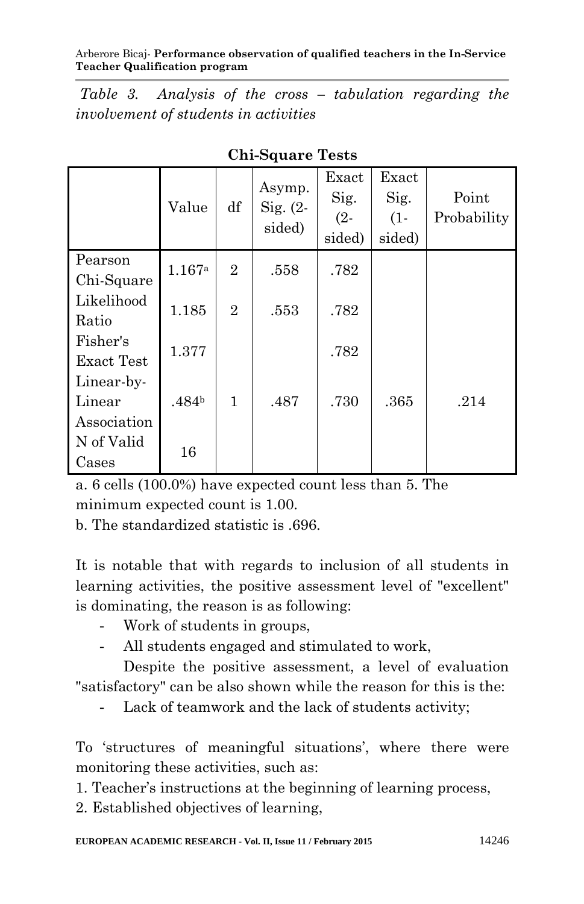*Table 3. Analysis of the cross – tabulation regarding the involvement of students in activities*

**Chi-Square Tests**

| | Value | df | Asymp. Sig. (2-sided) | Exact Sig. (2-sided) | Exact Sig. (1-sided) | Point Probability |
|---|---|---|---|---|---|---|
| Pearson Chi-Square | 1.167[a] | 2 | .558 | .782 | | |
| Likelihood Ratio | 1.185 | 2 | .553 | .782 | | |
| Fisher's Exact Test | 1.377 | | | .782 | | |
| Linear-by-Linear Association | .484[b] | 1 | .487 | .730 | .365 | .214 |
| N of Valid Cases | 16 | | | | | |

a. 6 cells (100.0%) have expected count less than 5. The minimum expected count is 1.00.

b. The standardized statistic is .696.

It is notable that with regards to inclusion of all students in learning activities, the positive assessment level of "excellent" is dominating, the reason is as following:

- Work of students in groups,
- All students engaged and stimulated to work,

Despite the positive assessment, a level of evaluation "satisfactory" can be also shown while the reason for this is the:

- Lack of teamwork and the lack of students activity;

To 'structures of meaningful situations', where there were monitoring these activities, such as:

1. Teacher's instructions at the beginning of learning process,
2. Established objectives of learning,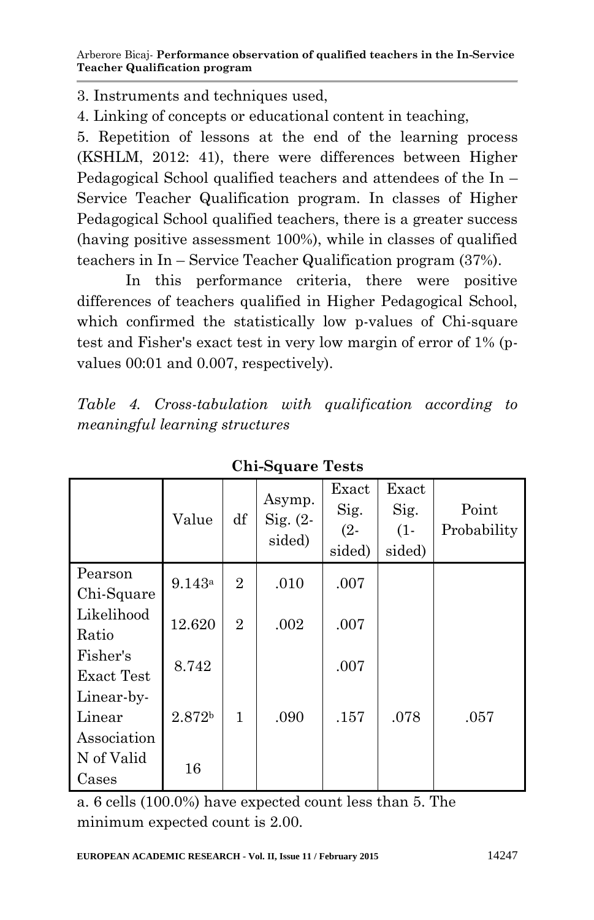3. Instruments and techniques used,

4. Linking of concepts or educational content in teaching,

5. Repetition of lessons at the end of the learning process (KSHLM, 2012: 41), there were differences between Higher Pedagogical School qualified teachers and attendees of the In – Service Teacher Qualification program. In classes of Higher Pedagogical School qualified teachers, there is a greater success (having positive assessment 100%), while in classes of qualified teachers in In – Service Teacher Qualification program (37%).

In this performance criteria, there were positive differences of teachers qualified in Higher Pedagogical School, which confirmed the statistically low p-values of Chi-square test and Fisher's exact test in very low margin of error of 1% (p-values 00:01 and 0.007, respectively).

*Table 4. Cross-tabulation with qualification according to meaningful learning structures*

**Chi-Square Tests**

| | Value | df | Asymp. Sig. (2-sided) | Exact Sig. (2-sided) | Exact Sig. (1-sided) | Point Probability |
|---|---|---|---|---|---|---|
| Pearson Chi-Square | 9.143[a] | 2 | .010 | .007 | | |
| Likelihood Ratio | 12.620 | 2 | .002 | .007 | | |
| Fisher's Exact Test | 8.742 | | | .007 | | |
| Linear-by-Linear Association | 2.872[b] | 1 | .090 | .157 | .078 | .057 |
| N of Valid Cases | 16 | | | | | |

a. 6 cells (100.0%) have expected count less than 5. The minimum expected count is 2.00.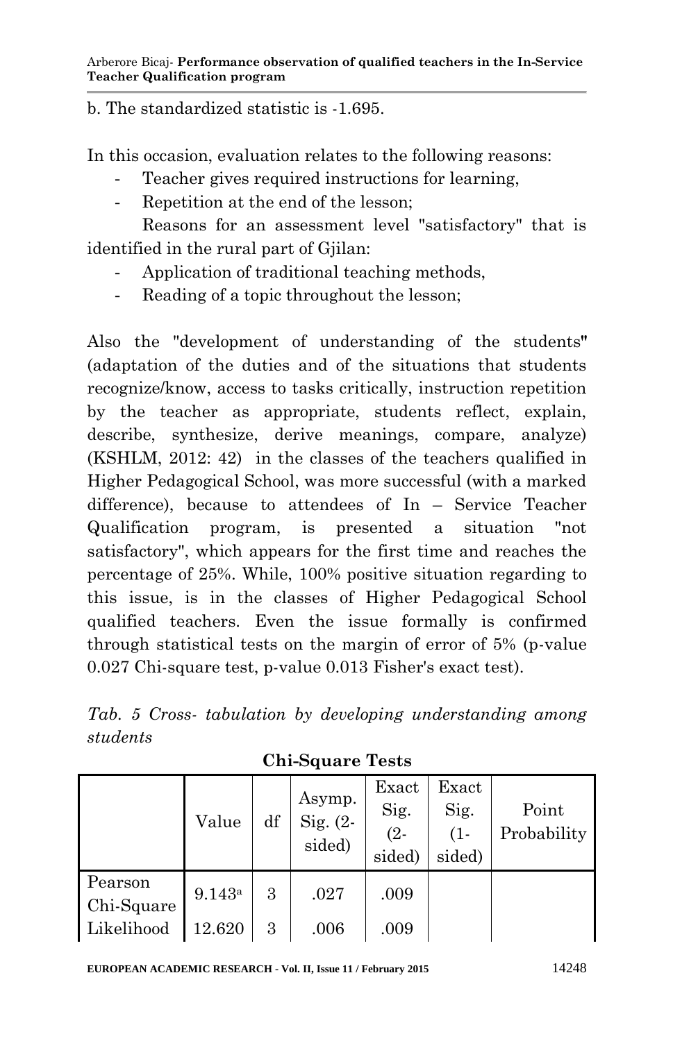b. The standardized statistic is -1.695.

In this occasion, evaluation relates to the following reasons:

- Teacher gives required instructions for learning,
- Repetition at the end of the lesson;

Reasons for an assessment level "satisfactory" that is identified in the rural part of Gjilan:

- Application of traditional teaching methods,
- Reading of a topic throughout the lesson;

Also the "development of understanding of the students" (adaptation of the duties and of the situations that students recognize/know, access to tasks critically, instruction repetition by the teacher as appropriate, students reflect, explain, describe, synthesize, derive meanings, compare, analyze) (KSHLM, 2012: 42) in the classes of the teachers qualified in Higher Pedagogical School, was more successful (with a marked difference), because to attendees of In – Service Teacher Qualification program, is presented a situation "not satisfactory", which appears for the first time and reaches the percentage of 25%. While, 100% positive situation regarding to this issue, is in the classes of Higher Pedagogical School qualified teachers. Even the issue formally is confirmed through statistical tests on the margin of error of 5% (p-value 0.027 Chi-square test, p-value 0.013 Fisher's exact test).

*Tab. 5 Cross- tabulation by developing understanding among students*

**Chi-Square Tests**

| | Value | df | Asymp. Sig. (2-sided) | Exact Sig. (2-sided) | Exact Sig. (1-sided) | Point Probability |
|---|---|---|---|---|---|---|
| Pearson Chi-Square | 9.143[a] | 3 | .027 | .009 | | |
| Likelihood | 12.620 | 3 | .006 | .009 | | |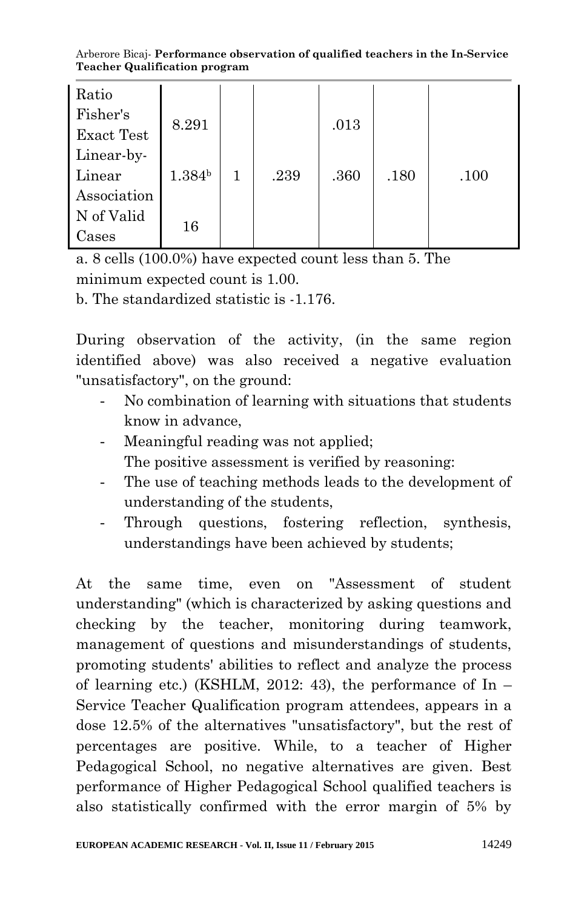| | | | | | | |
|---|---|---|---|---|---|---|
| Ratio | | | | | | |
| Fisher's Exact Test | 8.291 | | | .013 | | |
| Linear-by-Linear Association | 1.384[b] | 1 | .239 | .360 | .180 | .100 |
| N of Valid Cases | 16 | | | | | |

a. 8 cells (100.0%) have expected count less than 5. The minimum expected count is 1.00.

b. The standardized statistic is -1.176.

During observation of the activity, (in the same region identified above) was also received a negative evaluation "unsatisfactory", on the ground:

- No combination of learning with situations that students know in advance,
- Meaningful reading was not applied;
  The positive assessment is verified by reasoning:
- The use of teaching methods leads to the development of understanding of the students,
- Through questions, fostering reflection, synthesis, understandings have been achieved by students;

At the same time, even on "Assessment of student understanding" (which is characterized by asking questions and checking by the teacher, monitoring during teamwork, management of questions and misunderstandings of students, promoting students' abilities to reflect and analyze the process of learning etc.) (KSHLM, 2012: 43), the performance of In – Service Teacher Qualification program attendees, appears in a dose 12.5% of the alternatives "unsatisfactory", but the rest of percentages are positive. While, to a teacher of Higher Pedagogical School, no negative alternatives are given. Best performance of Higher Pedagogical School qualified teachers is also statistically confirmed with the error margin of 5% by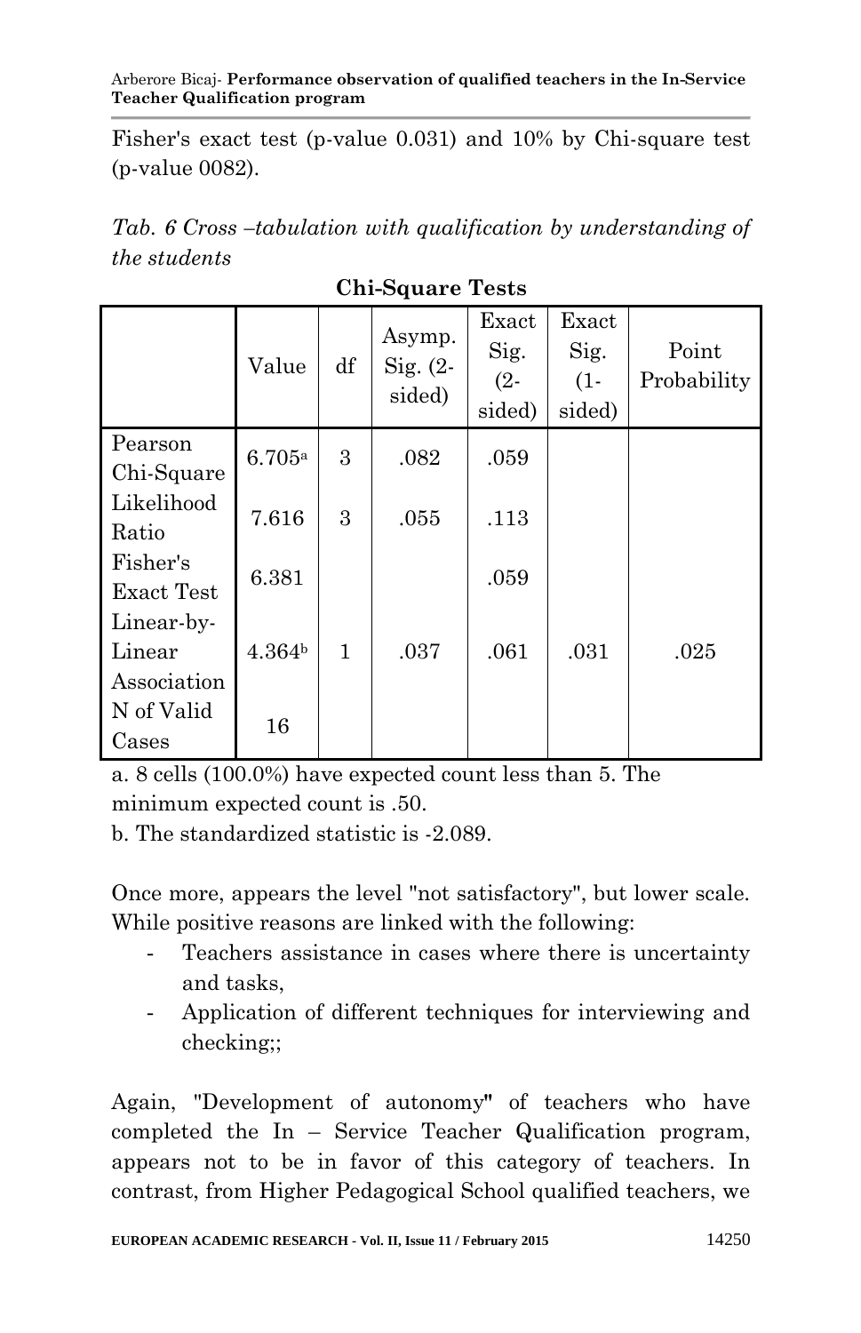Fisher's exact test (p-value 0.031) and 10% by Chi-square test (p-value 0082).

*Tab. 6 Cross –tabulation with qualification by understanding of the students*

**Chi-Square Tests**

| | Value | df | Asymp. Sig. (2-sided) | Exact Sig. (2-sided) | Exact Sig. (1-sided) | Point Probability |
|---|---|---|---|---|---|---|
| Pearson Chi-Square | 6.705[a] | 3 | .082 | .059 | | |
| Likelihood Ratio | 7.616 | 3 | .055 | .113 | | |
| Fisher's Exact Test | 6.381 | | | .059 | | |
| Linear-by-Linear Association | 4.364[b] | 1 | .037 | .061 | .031 | .025 |
| N of Valid Cases | 16 | | | | | |

a. 8 cells (100.0%) have expected count less than 5. The minimum expected count is .50.

b. The standardized statistic is -2.089.

Once more, appears the level "not satisfactory", but lower scale. While positive reasons are linked with the following:

- Teachers assistance in cases where there is uncertainty and tasks,
- Application of different techniques for interviewing and checking;;

Again, "Development of autonomy" of teachers who have completed the In – Service Teacher Qualification program, appears not to be in favor of this category of teachers. In contrast, from Higher Pedagogical School qualified teachers, we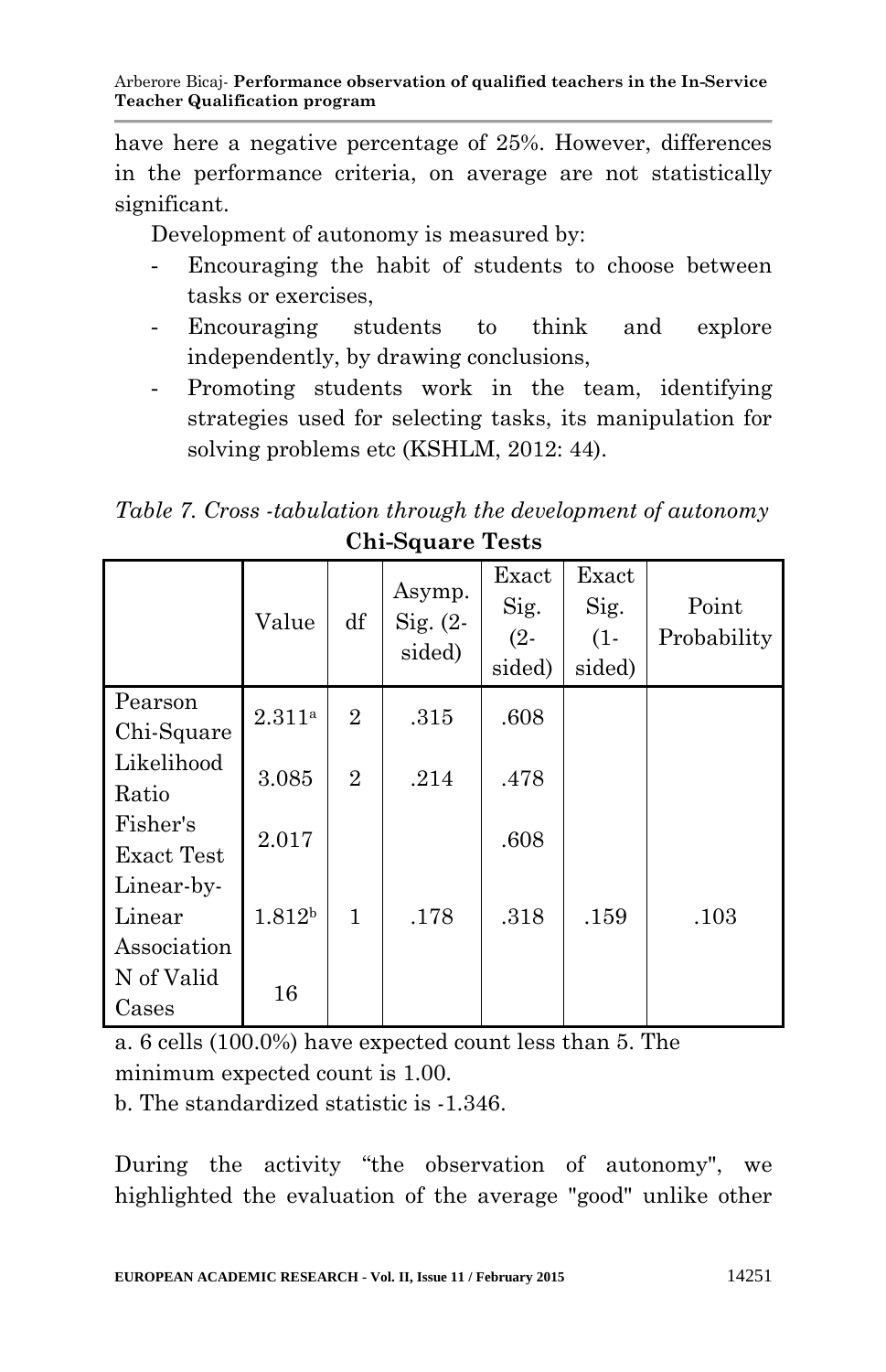have here a negative percentage of 25%. However, differences in the performance criteria, on average are not statistically significant.

Development of autonomy is measured by:

- Encouraging the habit of students to choose between tasks or exercises,
- Encouraging students to think and explore independently, by drawing conclusions,
- Promoting students work in the team, identifying strategies used for selecting tasks, its manipulation for solving problems etc (KSHLM, 2012: 44).

*Table 7. Cross -tabulation through the development of autonomy*

**Chi-Square Tests**

| | Value | df | Asymp. Sig. (2-sided) | Exact Sig. (2-sided) | Exact Sig. (1-sided) | Point Probability |
|---|---|---|---|---|---|---|
| Pearson Chi-Square | 2.311[a] | 2 | .315 | .608 | | |
| Likelihood Ratio | 3.085 | 2 | .214 | .478 | | |
| Fisher's Exact Test | 2.017 | | | .608 | | |
| Linear-by-Linear Association | 1.812[b] | 1 | .178 | .318 | .159 | .103 |
| N of Valid Cases | 16 | | | | | |

a. 6 cells (100.0%) have expected count less than 5. The minimum expected count is 1.00.

b. The standardized statistic is -1.346.

During the activity "the observation of autonomy", we highlighted the evaluation of the average "good" unlike other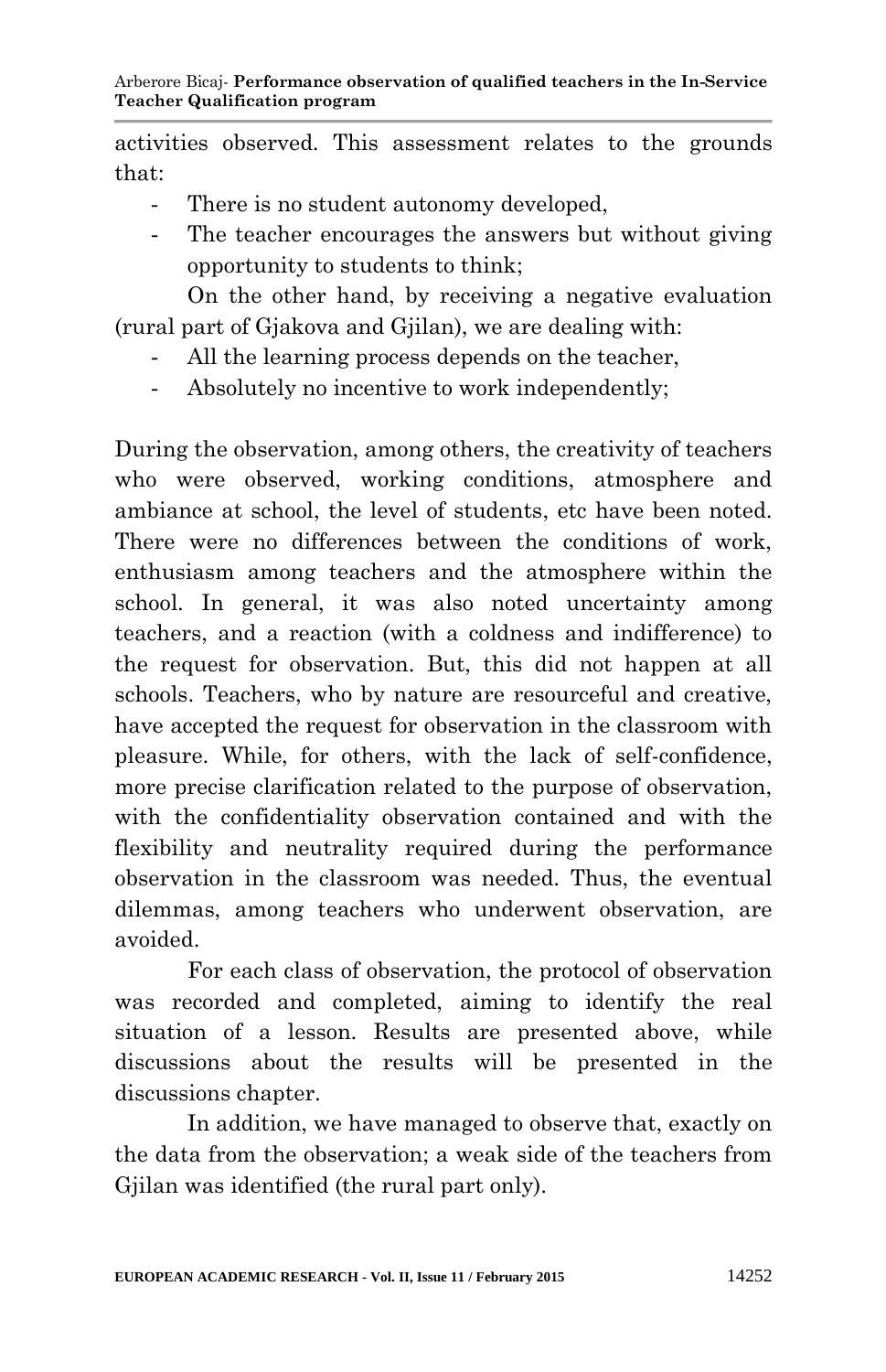activities observed. This assessment relates to the grounds that:

- There is no student autonomy developed,
- The teacher encourages the answers but without giving opportunity to students to think;

On the other hand, by receiving a negative evaluation (rural part of Gjakova and Gjilan), we are dealing with:

- All the learning process depends on the teacher,
- Absolutely no incentive to work independently;

During the observation, among others, the creativity of teachers who were observed, working conditions, atmosphere and ambiance at school, the level of students, etc have been noted. There were no differences between the conditions of work, enthusiasm among teachers and the atmosphere within the school. In general, it was also noted uncertainty among teachers, and a reaction (with a coldness and indifference) to the request for observation. But, this did not happen at all schools. Teachers, who by nature are resourceful and creative, have accepted the request for observation in the classroom with pleasure. While, for others, with the lack of self-confidence, more precise clarification related to the purpose of observation, with the confidentiality observation contained and with the flexibility and neutrality required during the performance observation in the classroom was needed. Thus, the eventual dilemmas, among teachers who underwent observation, are avoided.

For each class of observation, the protocol of observation was recorded and completed, aiming to identify the real situation of a lesson. Results are presented above, while discussions about the results will be presented in the discussions chapter.

In addition, we have managed to observe that, exactly on the data from the observation; a weak side of the teachers from Gjilan was identified (the rural part only).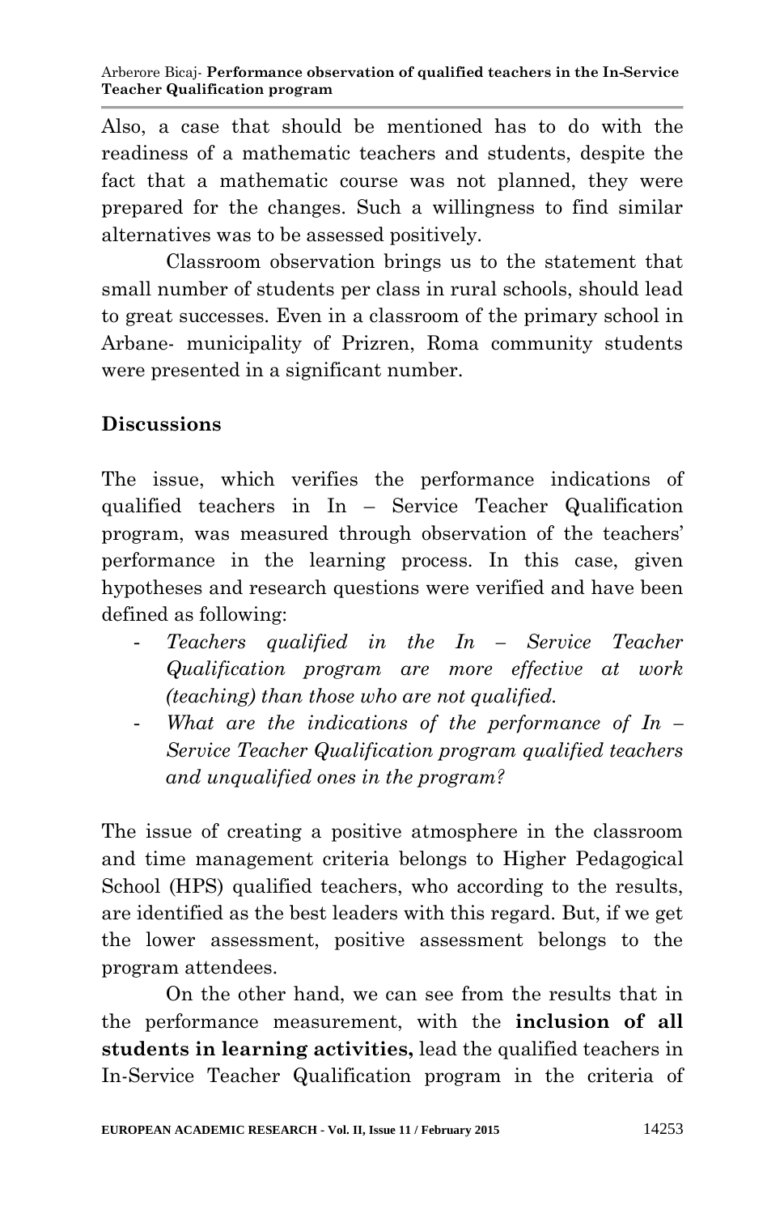Also, a case that should be mentioned has to do with the readiness of a mathematic teachers and students, despite the fact that a mathematic course was not planned, they were prepared for the changes. Such a willingness to find similar alternatives was to be assessed positively.

Classroom observation brings us to the statement that small number of students per class in rural schools, should lead to great successes. Even in a classroom of the primary school in Arbane- municipality of Prizren, Roma community students were presented in a significant number.

## Discussions

The issue, which verifies the performance indications of qualified teachers in In – Service Teacher Qualification program, was measured through observation of the teachers' performance in the learning process. In this case, given hypotheses and research questions were verified and have been defined as following:

- *Teachers qualified in the In – Service Teacher Qualification program are more effective at work (teaching) than those who are not qualified.*
- *What are the indications of the performance of In – Service Teacher Qualification program qualified teachers and unqualified ones in the program?*

The issue of creating a positive atmosphere in the classroom and time management criteria belongs to Higher Pedagogical School (HPS) qualified teachers, who according to the results, are identified as the best leaders with this regard. But, if we get the lower assessment, positive assessment belongs to the program attendees.

On the other hand, we can see from the results that in the performance measurement, with the **inclusion of all students in learning activities,** lead the qualified teachers in In-Service Teacher Qualification program in the criteria of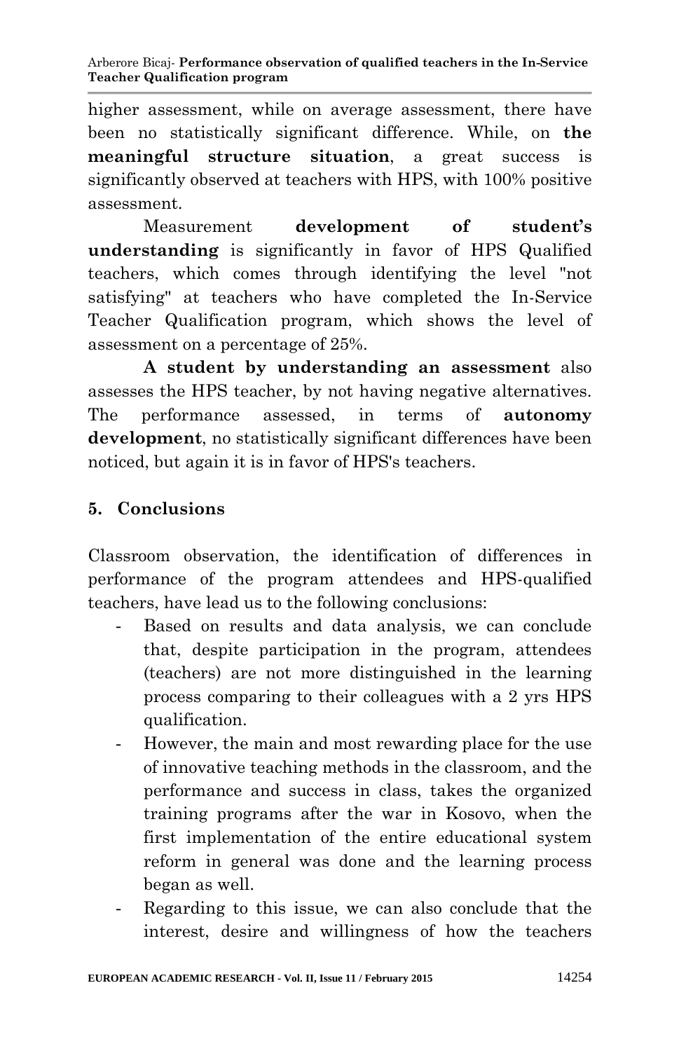higher assessment, while on average assessment, there have been no statistically significant difference. While, on **the meaningful structure situation**, a great success is significantly observed at teachers with HPS, with 100% positive assessment.

Measurement **development of student's understanding** is significantly in favor of HPS Qualified teachers, which comes through identifying the level "not satisfying" at teachers who have completed the In-Service Teacher Qualification program, which shows the level of assessment on a percentage of 25%.

**A student by understanding an assessment** also assesses the HPS teacher, by not having negative alternatives. The performance assessed, in terms of **autonomy development**, no statistically significant differences have been noticed, but again it is in favor of HPS's teachers.

## 5. Conclusions

Classroom observation, the identification of differences in performance of the program attendees and HPS-qualified teachers, have lead us to the following conclusions:

- Based on results and data analysis, we can conclude that, despite participation in the program, attendees (teachers) are not more distinguished in the learning process comparing to their colleagues with a 2 yrs HPS qualification.
- However, the main and most rewarding place for the use of innovative teaching methods in the classroom, and the performance and success in class, takes the organized training programs after the war in Kosovo, when the first implementation of the entire educational system reform in general was done and the learning process began as well.
- Regarding to this issue, we can also conclude that the interest, desire and willingness of how the teachers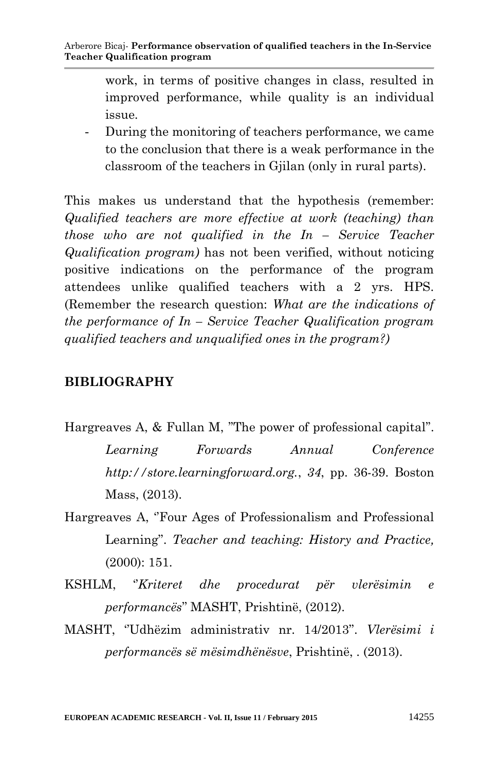work, in terms of positive changes in class, resulted in improved performance, while quality is an individual issue.

- During the monitoring of teachers performance, we came to the conclusion that there is a weak performance in the classroom of the teachers in Gjilan (only in rural parts).

This makes us understand that the hypothesis (remember: *Qualified teachers are more effective at work (teaching) than those who are not qualified in the In – Service Teacher Qualification program)* has not been verified, without noticing positive indications on the performance of the program attendees unlike qualified teachers with a 2 yrs. HPS. (Remember the research question: *What are the indications of the performance of In – Service Teacher Qualification program qualified teachers and unqualified ones in the program?)*

## BIBLIOGRAPHY

Hargreaves A, & Fullan M, "The power of professional capital". *Learning Forwards Annual Conference http://store.learningforward.org.*, *34*, pp. 36-39. Boston Mass, (2013).

Hargreaves A, ''Four Ages of Professionalism and Professional Learning". *Teacher and teaching: History and Practice,* (2000): 151.

KSHLM, ''*Kriteret dhe procedurat për vlerësimin e performancës*" MASHT, Prishtinë, (2012).

MASHT, ''Udhëzim administrativ nr. 14/2013". *Vlerësimi i performancës së mësimdhënësve*, Prishtinë, . (2013).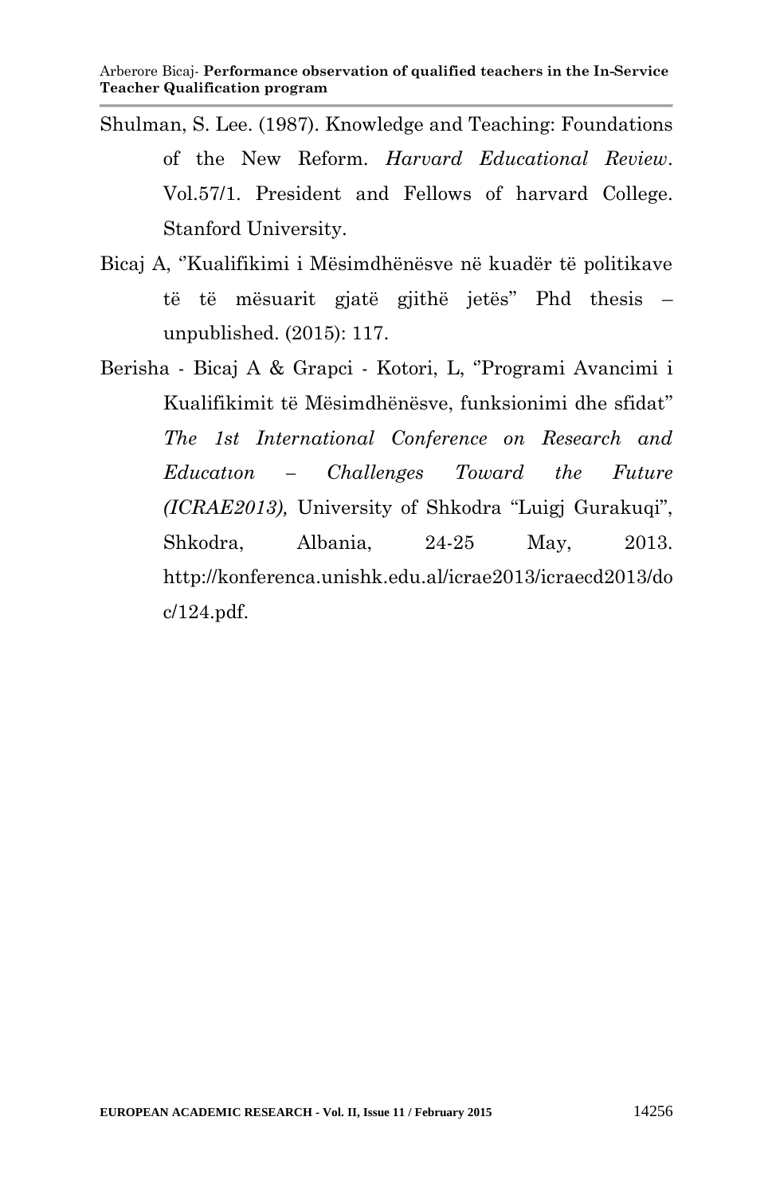Shulman, S. Lee. (1987). Knowledge and Teaching: Foundations of the New Reform. *Harvard Educational Review*. Vol.57/1. President and Fellows of harvard College. Stanford University.

Bicaj A, ''Kualifikimi i Mësimdhënësve në kuadër të politikave të të mësuarit gjatë gjithë jetës'' Phd thesis – unpublished. (2015): 117.

Berisha - Bicaj A & Grapci - Kotori, L, ''Programi Avancimi i Kualifikimit të Mësimdhënësve, funksionimi dhe sfidat'' *The 1st International Conference on Research and Educatıon – Challenges Toward the Future (ICRAE2013),* University of Shkodra "Luigj Gurakuqi", Shkodra, Albania, 24-25 May, 2013. http://konferenca.unishk.edu.al/icrae2013/icraecd2013/doc/124.pdf.